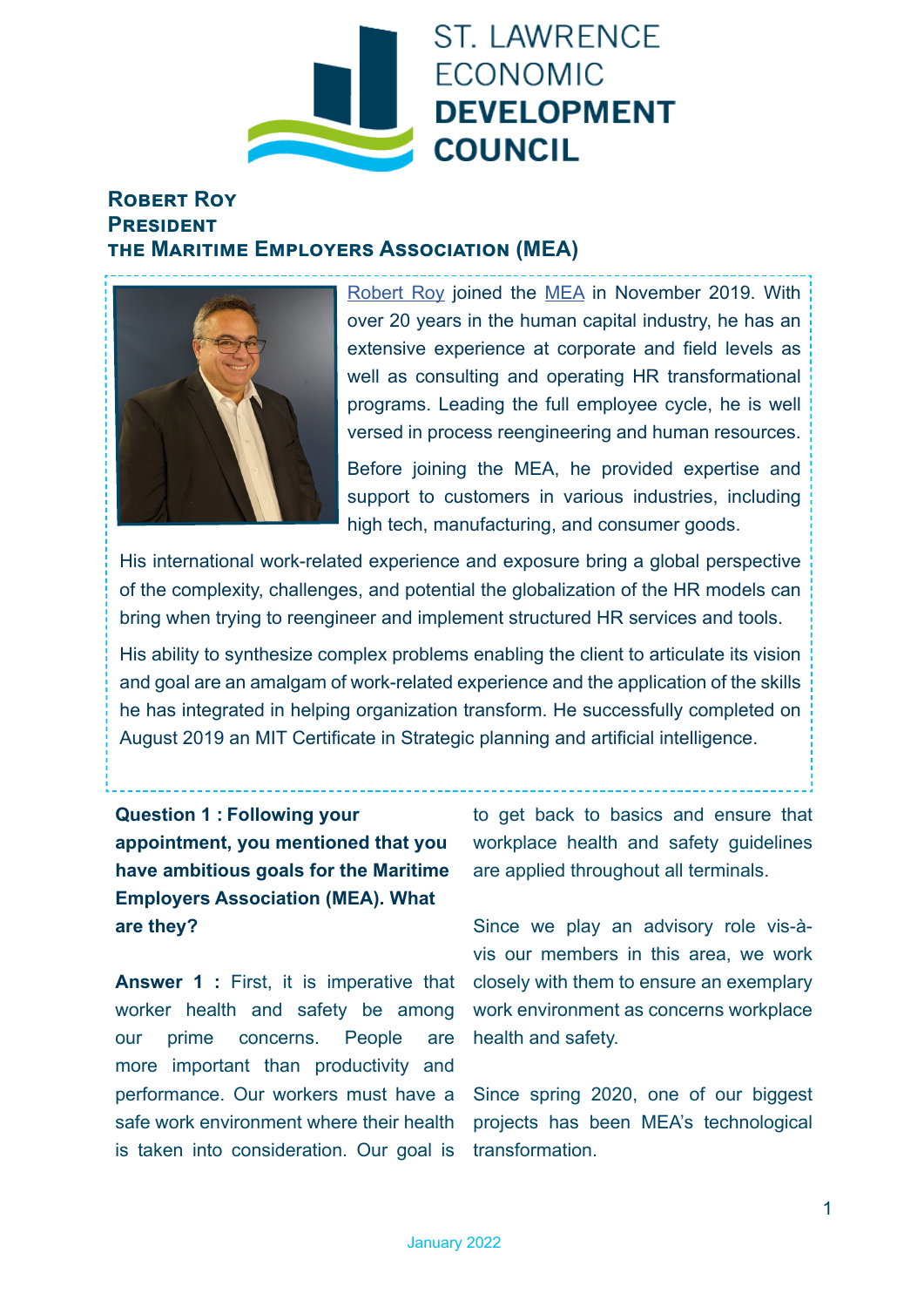ST. LAWRENCE ECONOMIC **DEVELOPMENT COUNCIL**

## Robert Roy
## President
## The Maritime Employers Association (MEA)

Robert Roy joined the MEA in November 2019. With over 20 years in the human capital industry, he has an extensive experience at corporate and field levels as well as consulting and operating HR transformational programs. Leading the full employee cycle, he is well versed in process reengineering and human resources.

Before joining the MEA, he provided expertise and support to customers in various industries, including high tech, manufacturing, and consumer goods.

His international work-related experience and exposure bring a global perspective of the complexity, challenges, and potential the globalization of the HR models can bring when trying to reengineer and implement structured HR services and tools.

His ability to synthesize complex problems enabling the client to articulate its vision and goal are an amalgam of work-related experience and the application of the skills he has integrated in helping organization transform. He successfully completed on August 2019 an MIT Certificate in Strategic planning and artificial intelligence.

**Question 1 : Following your appointment, you mentioned that you have ambitious goals for the Maritime Employers Association (MEA). What are they?**

**Answer 1 :** First, it is imperative that worker health and safety be among our prime concerns. People are more important than productivity and performance. Our workers must have a safe work environment where their health is taken into consideration. Our goal is to get back to basics and ensure that workplace health and safety guidelines are applied throughout all terminals.

Since we play an advisory role vis-à-vis our members in this area, we work closely with them to ensure an exemplary work environment as concerns workplace health and safety.

Since spring 2020, one of our biggest projects has been MEA's technological transformation.

January 2022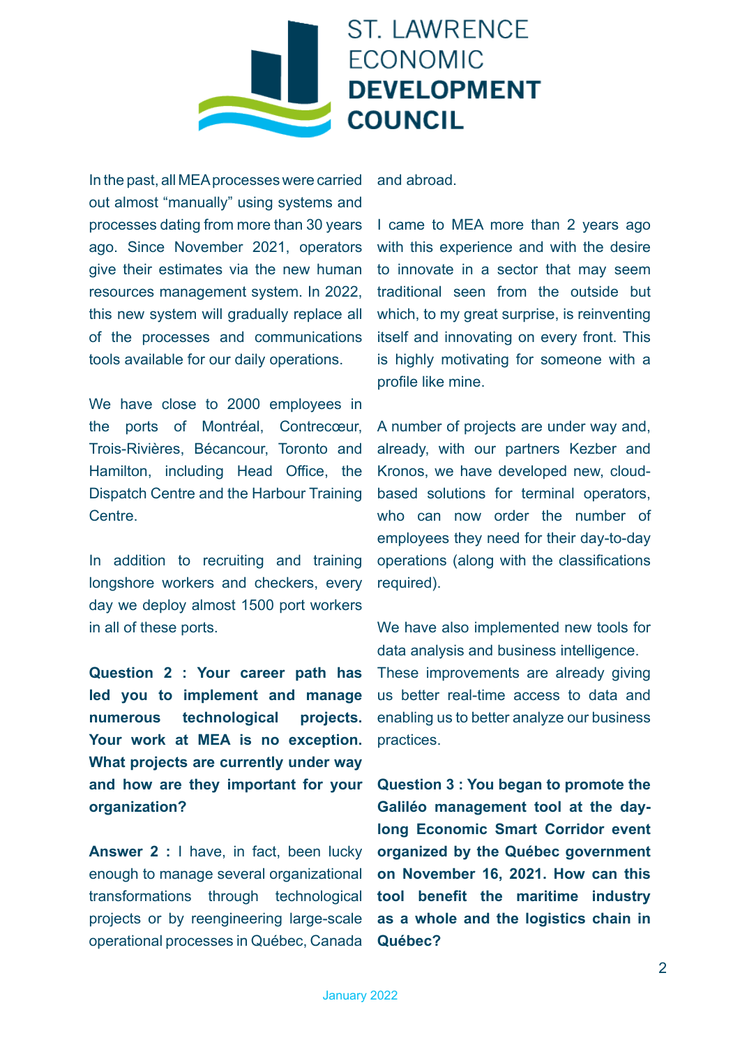In the past, all MEA processes were carried out almost "manually" using systems and processes dating from more than 30 years ago. Since November 2021, operators give their estimates via the new human resources management system. In 2022, this new system will gradually replace all of the processes and communications tools available for our daily operations.

We have close to 2000 employees in the ports of Montréal, Contrecœur, Trois-Rivières, Bécancour, Toronto and Hamilton, including Head Office, the Dispatch Centre and the Harbour Training Centre.

In addition to recruiting and training longshore workers and checkers, every day we deploy almost 1500 port workers in all of these ports.

**Question 2 : Your career path has led you to implement and manage numerous technological projects. Your work at MEA is no exception. What projects are currently under way and how are they important for your organization?**

**Answer 2 :** I have, in fact, been lucky enough to manage several organizational transformations through technological projects or by reengineering large-scale operational processes in Québec, Canada and abroad.

I came to MEA more than 2 years ago with this experience and with the desire to innovate in a sector that may seem traditional seen from the outside but which, to my great surprise, is reinventing itself and innovating on every front. This is highly motivating for someone with a profile like mine.

A number of projects are under way and, already, with our partners Kezber and Kronos, we have developed new, cloud-based solutions for terminal operators, who can now order the number of employees they need for their day-to-day operations (along with the classifications required).

We have also implemented new tools for data analysis and business intelligence. These improvements are already giving us better real-time access to data and enabling us to better analyze our business practices.

**Question 3 : You began to promote the Galiléo management tool at the day-long Economic Smart Corridor event organized by the Québec government on November 16, 2021. How can this tool benefit the maritime industry as a whole and the logistics chain in Québec?**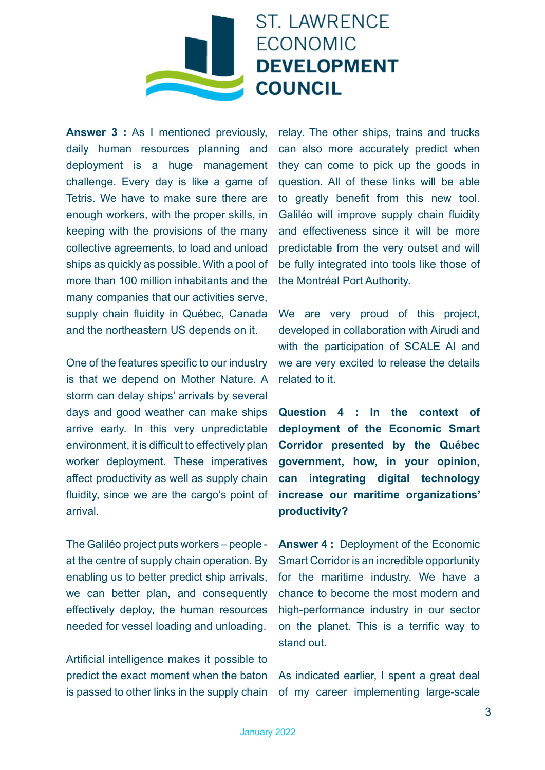**Answer 3 :** As I mentioned previously, daily human resources planning and deployment is a huge management challenge. Every day is like a game of Tetris. We have to make sure there are enough workers, with the proper skills, in keeping with the provisions of the many collective agreements, to load and unload ships as quickly as possible. With a pool of more than 100 million inhabitants and the many companies that our activities serve, supply chain fluidity in Québec, Canada and the northeastern US depends on it.

One of the features specific to our industry is that we depend on Mother Nature. A storm can delay ships' arrivals by several days and good weather can make ships arrive early. In this very unpredictable environment, it is difficult to effectively plan worker deployment. These imperatives affect productivity as well as supply chain fluidity, since we are the cargo's point of arrival.

The Galiléo project puts workers – people - at the centre of supply chain operation. By enabling us to better predict ship arrivals, we can better plan, and consequently effectively deploy, the human resources needed for vessel loading and unloading.

Artificial intelligence makes it possible to predict the exact moment when the baton is passed to other links in the supply chain relay. The other ships, trains and trucks can also more accurately predict when they can come to pick up the goods in question. All of these links will be able to greatly benefit from this new tool. Galiléo will improve supply chain fluidity and effectiveness since it will be more predictable from the very outset and will be fully integrated into tools like those of the Montréal Port Authority.

We are very proud of this project, developed in collaboration with Airudi and with the participation of SCALE AI and we are very excited to release the details related to it.

**Question 4 : In the context of deployment of the Economic Smart Corridor presented by the Québec government, how, in your opinion, can integrating digital technology increase our maritime organizations' productivity?**

**Answer 4 :** Deployment of the Economic Smart Corridor is an incredible opportunity for the maritime industry. We have a chance to become the most modern and high-performance industry in our sector on the planet. This is a terrific way to stand out.

As indicated earlier, I spent a great deal of my career implementing large-scale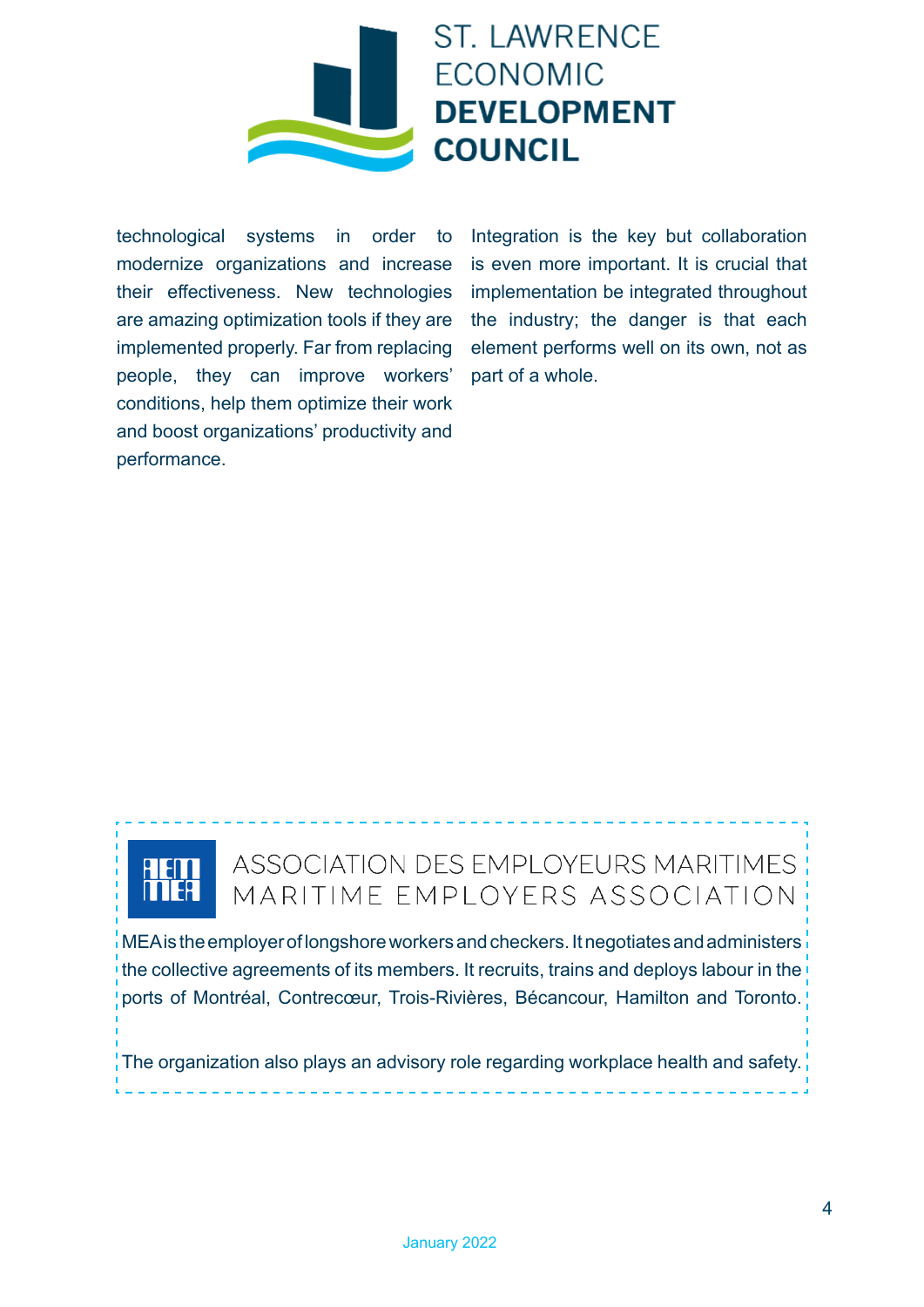technological systems in order to modernize organizations and increase their effectiveness. New technologies are amazing optimization tools if they are implemented properly. Far from replacing people, they can improve workers' conditions, help them optimize their work and boost organizations' productivity and performance.

Integration is the key but collaboration is even more important. It is crucial that implementation be integrated throughout the industry; the danger is that each element performs well on its own, not as part of a whole.

ASSOCIATION DES EMPLOYEURS MARITIMES
MARITIME EMPLOYERS ASSOCIATION

MEA is the employer of longshore workers and checkers. It negotiates and administers the collective agreements of its members. It recruits, trains and deploys labour in the ports of Montréal, Contrecœur, Trois-Rivières, Bécancour, Hamilton and Toronto.

The organization also plays an advisory role regarding workplace health and safety.